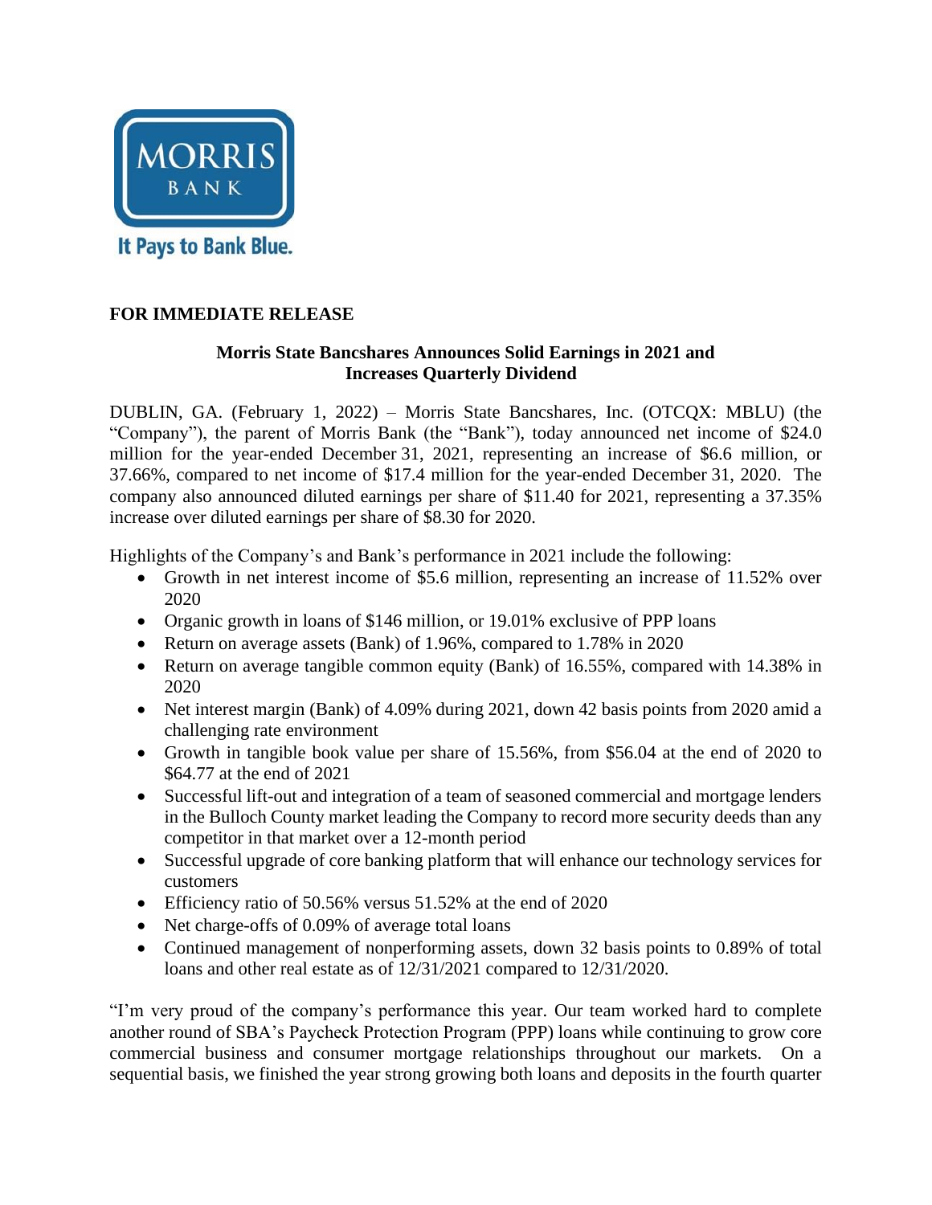MORRIS BANK

It Pays to Bank Blue.

**FOR IMMEDIATE RELEASE**

**Morris State Bancshares Announces Solid Earnings in 2021 and Increases Quarterly Dividend**

DUBLIN, GA. (February 1, 2022) – Morris State Bancshares, Inc. (OTCQX: MBLU) (the "Company"), the parent of Morris Bank (the "Bank"), today announced net income of $24.0 million for the year-ended December 31, 2021, representing an increase of $6.6 million, or 37.66%, compared to net income of $17.4 million for the year-ended December 31, 2020. The company also announced diluted earnings per share of $11.40 for 2021, representing a 37.35% increase over diluted earnings per share of $8.30 for 2020.

Highlights of the Company's and Bank's performance in 2021 include the following:

- Growth in net interest income of $5.6 million, representing an increase of 11.52% over 2020
- Organic growth in loans of $146 million, or 19.01% exclusive of PPP loans
- Return on average assets (Bank) of 1.96%, compared to 1.78% in 2020
- Return on average tangible common equity (Bank) of 16.55%, compared with 14.38% in 2020
- Net interest margin (Bank) of 4.09% during 2021, down 42 basis points from 2020 amid a challenging rate environment
- Growth in tangible book value per share of 15.56%, from $56.04 at the end of 2020 to $64.77 at the end of 2021
- Successful lift-out and integration of a team of seasoned commercial and mortgage lenders in the Bulloch County market leading the Company to record more security deeds than any competitor in that market over a 12-month period
- Successful upgrade of core banking platform that will enhance our technology services for customers
- Efficiency ratio of 50.56% versus 51.52% at the end of 2020
- Net charge-offs of 0.09% of average total loans
- Continued management of nonperforming assets, down 32 basis points to 0.89% of total loans and other real estate as of 12/31/2021 compared to 12/31/2020.

"I'm very proud of the company's performance this year. Our team worked hard to complete another round of SBA's Paycheck Protection Program (PPP) loans while continuing to grow core commercial business and consumer mortgage relationships throughout our markets. On a sequential basis, we finished the year strong growing both loans and deposits in the fourth quarter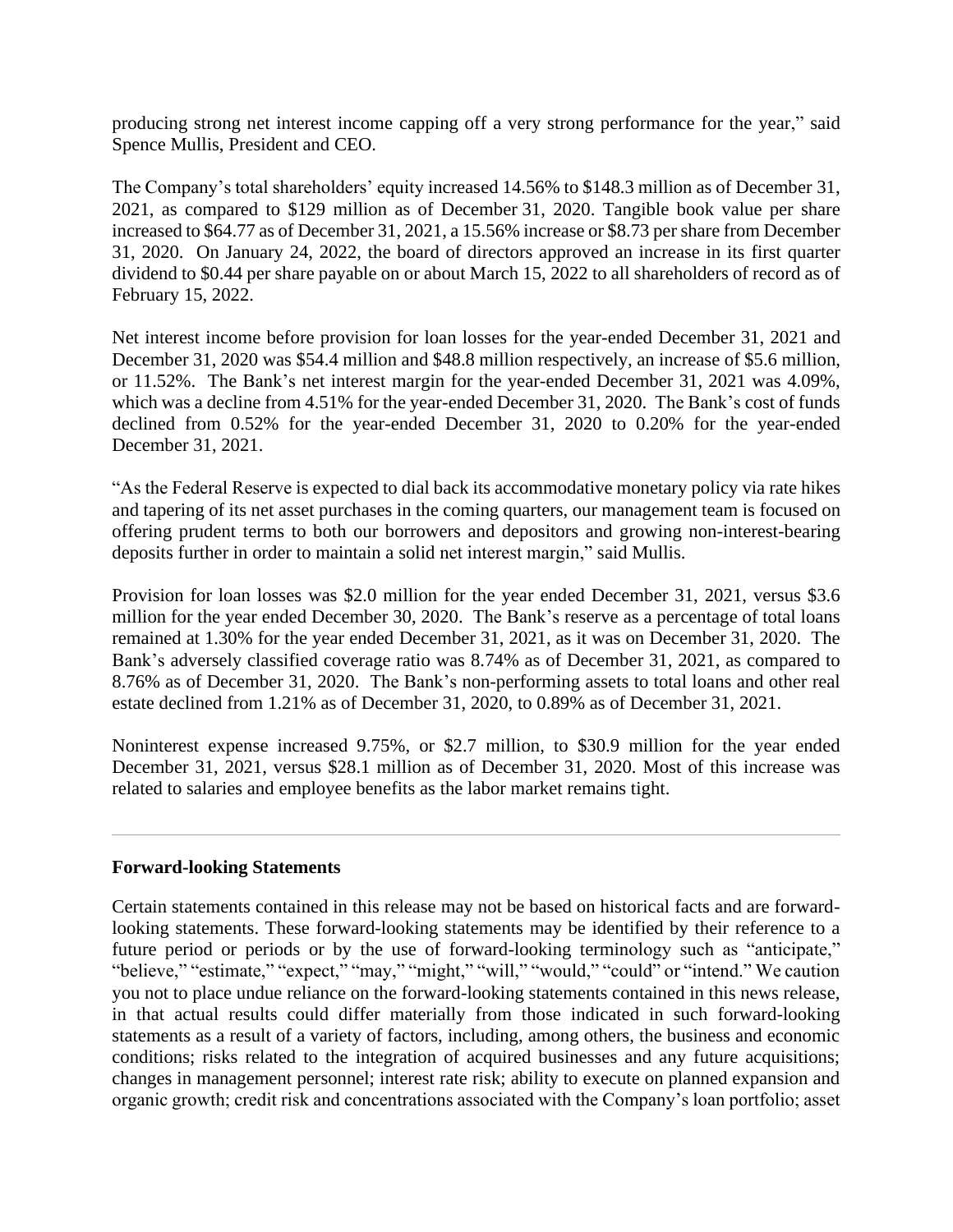producing strong net interest income capping off a very strong performance for the year," said Spence Mullis, President and CEO.

The Company's total shareholders' equity increased 14.56% to $148.3 million as of December 31, 2021, as compared to $129 million as of December 31, 2020. Tangible book value per share increased to $64.77 as of December 31, 2021, a 15.56% increase or $8.73 per share from December 31, 2020. On January 24, 2022, the board of directors approved an increase in its first quarter dividend to $0.44 per share payable on or about March 15, 2022 to all shareholders of record as of February 15, 2022.

Net interest income before provision for loan losses for the year-ended December 31, 2021 and December 31, 2020 was $54.4 million and $48.8 million respectively, an increase of $5.6 million, or 11.52%. The Bank's net interest margin for the year-ended December 31, 2021 was 4.09%, which was a decline from 4.51% for the year-ended December 31, 2020. The Bank's cost of funds declined from 0.52% for the year-ended December 31, 2020 to 0.20% for the year-ended December 31, 2021.

"As the Federal Reserve is expected to dial back its accommodative monetary policy via rate hikes and tapering of its net asset purchases in the coming quarters, our management team is focused on offering prudent terms to both our borrowers and depositors and growing non-interest-bearing deposits further in order to maintain a solid net interest margin," said Mullis.

Provision for loan losses was $2.0 million for the year ended December 31, 2021, versus $3.6 million for the year ended December 30, 2020. The Bank's reserve as a percentage of total loans remained at 1.30% for the year ended December 31, 2021, as it was on December 31, 2020. The Bank's adversely classified coverage ratio was 8.74% as of December 31, 2021, as compared to 8.76% as of December 31, 2020. The Bank's non-performing assets to total loans and other real estate declined from 1.21% as of December 31, 2020, to 0.89% as of December 31, 2021.

Noninterest expense increased 9.75%, or $2.7 million, to $30.9 million for the year ended December 31, 2021, versus $28.1 million as of December 31, 2020. Most of this increase was related to salaries and employee benefits as the labor market remains tight.

---

**Forward-looking Statements**

Certain statements contained in this release may not be based on historical facts and are forward-looking statements. These forward-looking statements may be identified by their reference to a future period or periods or by the use of forward-looking terminology such as "anticipate," "believe," "estimate," "expect," "may," "might," "will," "would," "could" or "intend." We caution you not to place undue reliance on the forward-looking statements contained in this news release, in that actual results could differ materially from those indicated in such forward-looking statements as a result of a variety of factors, including, among others, the business and economic conditions; risks related to the integration of acquired businesses and any future acquisitions; changes in management personnel; interest rate risk; ability to execute on planned expansion and organic growth; credit risk and concentrations associated with the Company's loan portfolio; asset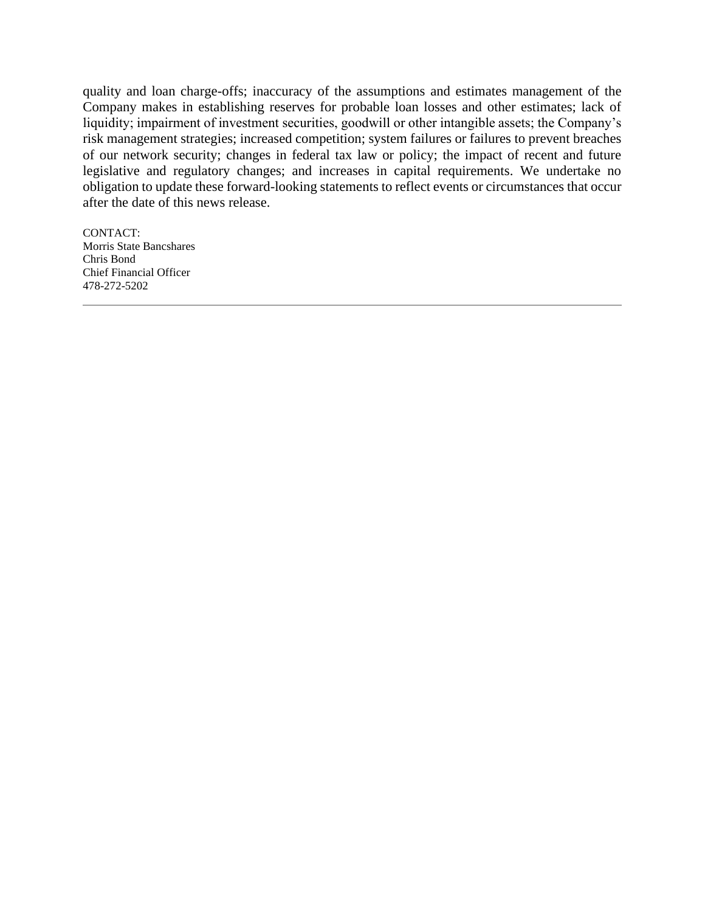quality and loan charge-offs; inaccuracy of the assumptions and estimates management of the Company makes in establishing reserves for probable loan losses and other estimates; lack of liquidity; impairment of investment securities, goodwill or other intangible assets; the Company's risk management strategies; increased competition; system failures or failures to prevent breaches of our network security; changes in federal tax law or policy; the impact of recent and future legislative and regulatory changes; and increases in capital requirements. We undertake no obligation to update these forward-looking statements to reflect events or circumstances that occur after the date of this news release.

CONTACT:
Morris State Bancshares
Chris Bond
Chief Financial Officer
478-272-5202

---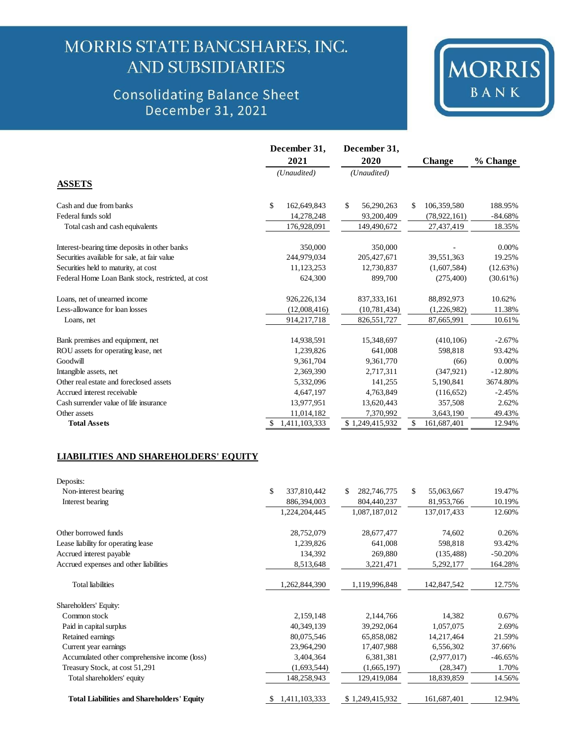# MORRIS STATE BANCSHARES, INC. AND SUBSIDIARIES

## Consolidating Balance Sheet
## December 31, 2021

MORRIS BANK

| | December 31, 2021 | December 31, 2020 | Change | % Change |
|---|---|---|---|---|
| | *(Unaudited)* | *(Unaudited)* | | |
| **ASSETS** | | | | |
| Cash and due from banks | $ 162,649,843 | $ 56,290,263 | $ 106,359,580 | 188.95% |
| Federal funds sold | 14,278,248 | 93,200,409 | (78,922,161) | -84.68% |
| Total cash and cash equivalents | 176,928,091 | 149,490,672 | 27,437,419 | 18.35% |
| | | | | |
| Interest-bearing time deposits in other banks | 350,000 | 350,000 | - | 0.00% |
| Securities available for sale, at fair value | 244,979,034 | 205,427,671 | 39,551,363 | 19.25% |
| Securities held to maturity, at cost | 11,123,253 | 12,730,837 | (1,607,584) | (12.63%) |
| Federal Home Loan Bank stock, restricted, at cost | 624,300 | 899,700 | (275,400) | (30.61%) |
| | | | | |
| Loans, net of unearned income | 926,226,134 | 837,333,161 | 88,892,973 | 10.62% |
| Less-allowance for loan losses | (12,008,416) | (10,781,434) | (1,226,982) | 11.38% |
| Loans, net | 914,217,718 | 826,551,727 | 87,665,991 | 10.61% |
| | | | | |
| Bank premises and equipment, net | 14,938,591 | 15,348,697 | (410,106) | -2.67% |
| ROU assets for operating lease, net | 1,239,826 | 641,008 | 598,818 | 93.42% |
| Goodwill | 9,361,704 | 9,361,770 | (66) | 0.00% |
| Intangible assets, net | 2,369,390 | 2,717,311 | (347,921) | -12.80% |
| Other real estate and foreclosed assets | 5,332,096 | 141,255 | 5,190,841 | 3674.80% |
| Accrued interest receivable | 4,647,197 | 4,763,849 | (116,652) | -2.45% |
| Cash surrender value of life insurance | 13,977,951 | 13,620,443 | 357,508 | 2.62% |
| Other assets | 11,014,182 | 7,370,992 | 3,643,190 | 49.43% |
| **Total Assets** | $ 1,411,103,333 | $ 1,249,415,932 | $ 161,687,401 | 12.94% |
| | | | | |
| **LIABILITIES AND SHAREHOLDERS' EQUITY** | | | | |
| Deposits: | | | | |
| Non-interest bearing | $ 337,810,442 | $ 282,746,775 | $ 55,063,667 | 19.47% |
| Interest bearing | 886,394,003 | 804,440,237 | 81,953,766 | 10.19% |
| | 1,224,204,445 | 1,087,187,012 | 137,017,433 | 12.60% |
| | | | | |
| Other borrowed funds | 28,752,079 | 28,677,477 | 74,602 | 0.26% |
| Lease liability for operating lease | 1,239,826 | 641,008 | 598,818 | 93.42% |
| Accrued interest payable | 134,392 | 269,880 | (135,488) | -50.20% |
| Accrued expenses and other liabilities | 8,513,648 | 3,221,471 | 5,292,177 | 164.28% |
| | | | | |
| Total liabilities | 1,262,844,390 | 1,119,996,848 | 142,847,542 | 12.75% |
| | | | | |
| Shareholders' Equity: | | | | |
| Common stock | 2,159,148 | 2,144,766 | 14,382 | 0.67% |
| Paid in capital surplus | 40,349,139 | 39,292,064 | 1,057,075 | 2.69% |
| Retained earnings | 80,075,546 | 65,858,082 | 14,217,464 | 21.59% |
| Current year earnings | 23,964,290 | 17,407,988 | 6,556,302 | 37.66% |
| Accumulated other comprehensive income (loss) | 3,404,364 | 6,381,381 | (2,977,017) | -46.65% |
| Treasury Stock, at cost 51,291 | (1,693,544) | (1,665,197) | (28,347) | 1.70% |
| Total shareholders' equity | 148,258,943 | 129,419,084 | 18,839,859 | 14.56% |
| | | | | |
| **Total Liabilities and Shareholders' Equity** | $ 1,411,103,333 | $ 1,249,415,932 | 161,687,401 | 12.94% |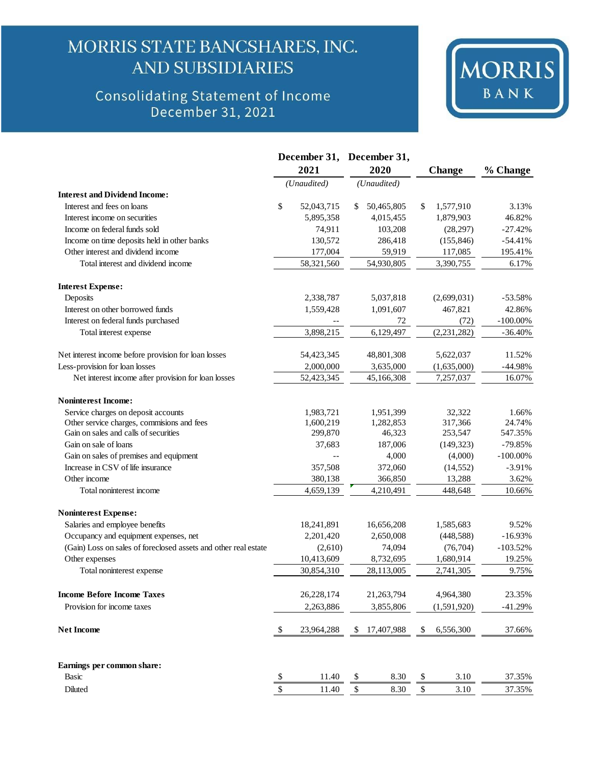# MORRIS STATE BANCSHARES, INC. AND SUBSIDIARIES

## Consolidating Statement of Income
## December 31, 2021

MORRIS BANK

| | December 31, 2021 | December 31, 2020 | Change | % Change |
|---|---|---|---|---|
| | *(Unaudited)* | *(Unaudited)* | | |
| **Interest and Dividend Income:** | | | | |
| Interest and fees on loans | $ 52,043,715 | $ 50,465,805 | $ 1,577,910 | 3.13% |
| Interest income on securities | 5,895,358 | 4,015,455 | 1,879,903 | 46.82% |
| Income on federal funds sold | 74,911 | 103,208 | (28,297) | -27.42% |
| Income on time deposits held in other banks | 130,572 | 286,418 | (155,846) | -54.41% |
| Other interest and dividend income | 177,004 | 59,919 | 117,085 | 195.41% |
| Total interest and dividend income | 58,321,560 | 54,930,805 | 3,390,755 | 6.17% |
| **Interest Expense:** | | | | |
| Deposits | 2,338,787 | 5,037,818 | (2,699,031) | -53.58% |
| Interest on other borrowed funds | 1,559,428 | 1,091,607 | 467,821 | 42.86% |
| Interest on federal funds purchased | -- | 72 | (72) | -100.00% |
| Total interest expense | 3,898,215 | 6,129,497 | (2,231,282) | -36.40% |
| Net interest income before provision for loan losses | 54,423,345 | 48,801,308 | 5,622,037 | 11.52% |
| Less-provision for loan losses | 2,000,000 | 3,635,000 | (1,635,000) | -44.98% |
| Net interest income after provision for loan losses | 52,423,345 | 45,166,308 | 7,257,037 | 16.07% |
| **Noninterest Income:** | | | | |
| Service charges on deposit accounts | 1,983,721 | 1,951,399 | 32,322 | 1.66% |
| Other service charges, commisions and fees | 1,600,219 | 1,282,853 | 317,366 | 24.74% |
| Gain on sales and calls of securities | 299,870 | 46,323 | 253,547 | 547.35% |
| Gain on sale of loans | 37,683 | 187,006 | (149,323) | -79.85% |
| Gain on sales of premises and equipment | -- | 4,000 | (4,000) | -100.00% |
| Increase in CSV of life insurance | 357,508 | 372,060 | (14,552) | -3.91% |
| Other income | 380,138 | 366,850 | 13,288 | 3.62% |
| Total noninterest income | 4,659,139 | 4,210,491 | 448,648 | 10.66% |
| **Noninterest Expense:** | | | | |
| Salaries and employee benefits | 18,241,891 | 16,656,208 | 1,585,683 | 9.52% |
| Occupancy and equipment expenses, net | 2,201,420 | 2,650,008 | (448,588) | -16.93% |
| (Gain) Loss on sales of foreclosed assets and other real estate | (2,610) | 74,094 | (76,704) | -103.52% |
| Other expenses | 10,413,609 | 8,732,695 | 1,680,914 | 19.25% |
| Total noninterest expense | 30,854,310 | 28,113,005 | 2,741,305 | 9.75% |
| **Income Before Income Taxes** | 26,228,174 | 21,263,794 | 4,964,380 | 23.35% |
| Provision for income taxes | 2,263,886 | 3,855,806 | (1,591,920) | -41.29% |
| **Net Income** | $ 23,964,288 | $ 17,407,988 | $ 6,556,300 | 37.66% |
| **Earnings per common share:** | | | | |
| Basic | $ 11.40 | $ 8.30 | $ 3.10 | 37.35% |
| Diluted | $ 11.40 | $ 8.30 | $ 3.10 | 37.35% |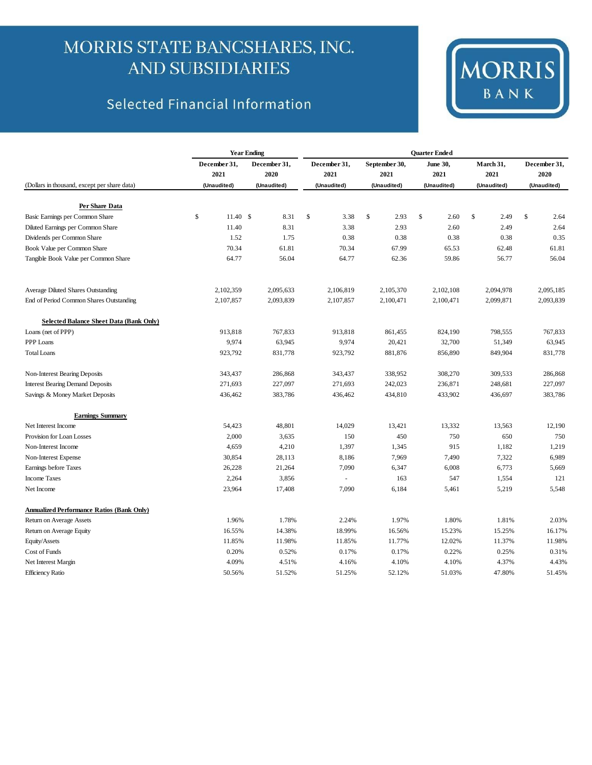# MORRIS STATE BANCSHARES, INC. AND SUBSIDIARIES

## Selected Financial Information

MORRIS BANK

| | Year Ending | | Quarter Ended | | | | |
|---|---|---|---|---|---|---|---|
| | December 31, 2021 | December 31, 2020 | December 31, 2021 | September 30, 2021 | June 30, 2021 | March 31, 2021 | December 31, 2020 |
| (Dollars in thousand, except per share data) | (Unaudited) | (Unaudited) | (Unaudited) | (Unaudited) | (Unaudited) | (Unaudited) | (Unaudited) |
| **Per Share Data** | | | | | | | |
| Basic Earnings per Common Share | $ 11.40 | $ 8.31 | $ 3.38 | $ 2.93 | $ 2.60 | $ 2.49 | $ 2.64 |
| Diluted Earnings per Common Share | 11.40 | 8.31 | 3.38 | 2.93 | 2.60 | 2.49 | 2.64 |
| Dividends per Common Share | 1.52 | 1.75 | 0.38 | 0.38 | 0.38 | 0.38 | 0.35 |
| Book Value per Common Share | 70.34 | 61.81 | 70.34 | 67.99 | 65.53 | 62.48 | 61.81 |
| Tangible Book Value per Common Share | 64.77 | 56.04 | 64.77 | 62.36 | 59.86 | 56.77 | 56.04 |
| | | | | | | | |
| Average Diluted Shares Outstanding | 2,102,359 | 2,095,633 | 2,106,819 | 2,105,370 | 2,102,108 | 2,094,978 | 2,095,185 |
| End of Period Common Shares Outstanding | 2,107,857 | 2,093,839 | 2,107,857 | 2,100,471 | 2,100,471 | 2,099,871 | 2,093,839 |
| **Selected Balance Sheet Data (Bank Only)** | | | | | | | |
| Loans (net of PPP) | 913,818 | 767,833 | 913,818 | 861,455 | 824,190 | 798,555 | 767,833 |
| PPP Loans | 9,974 | 63,945 | 9,974 | 20,421 | 32,700 | 51,349 | 63,945 |
| Total Loans | 923,792 | 831,778 | 923,792 | 881,876 | 856,890 | 849,904 | 831,778 |
| | | | | | | | |
| Non-Interest Bearing Deposits | 343,437 | 286,868 | 343,437 | 338,952 | 308,270 | 309,533 | 286,868 |
| Interest Bearing Demand Deposits | 271,693 | 227,097 | 271,693 | 242,023 | 236,871 | 248,681 | 227,097 |
| Savings & Money Market Deposits | 436,462 | 383,786 | 436,462 | 434,810 | 433,902 | 436,697 | 383,786 |
| **Earnings Summary** | | | | | | | |
| Net Interest Income | 54,423 | 48,801 | 14,029 | 13,421 | 13,332 | 13,563 | 12,190 |
| Provision for Loan Losses | 2,000 | 3,635 | 150 | 450 | 750 | 650 | 750 |
| Non-Interest Income | 4,659 | 4,210 | 1,397 | 1,345 | 915 | 1,182 | 1,219 |
| Non-Interest Expense | 30,854 | 28,113 | 8,186 | 7,969 | 7,490 | 7,322 | 6,989 |
| Earnings before Taxes | 26,228 | 21,264 | 7,090 | 6,347 | 6,008 | 6,773 | 5,669 |
| Income Taxes | 2,264 | 3,856 | - | 163 | 547 | 1,554 | 121 |
| Net Income | 23,964 | 17,408 | 7,090 | 6,184 | 5,461 | 5,219 | 5,548 |
| **Annualized Performance Ratios (Bank Only)** | | | | | | | |
| Return on Average Assets | 1.96% | 1.78% | 2.24% | 1.97% | 1.80% | 1.81% | 2.03% |
| Return on Average Equity | 16.55% | 14.38% | 18.99% | 16.56% | 15.23% | 15.25% | 16.17% |
| Equity/Assets | 11.85% | 11.98% | 11.85% | 11.77% | 12.02% | 11.37% | 11.98% |
| Cost of Funds | 0.20% | 0.52% | 0.17% | 0.17% | 0.22% | 0.25% | 0.31% |
| Net Interest Margin | 4.09% | 4.51% | 4.16% | 4.10% | 4.10% | 4.37% | 4.43% |
| Efficiency Ratio | 50.56% | 51.52% | 51.25% | 52.12% | 51.03% | 47.80% | 51.45% |